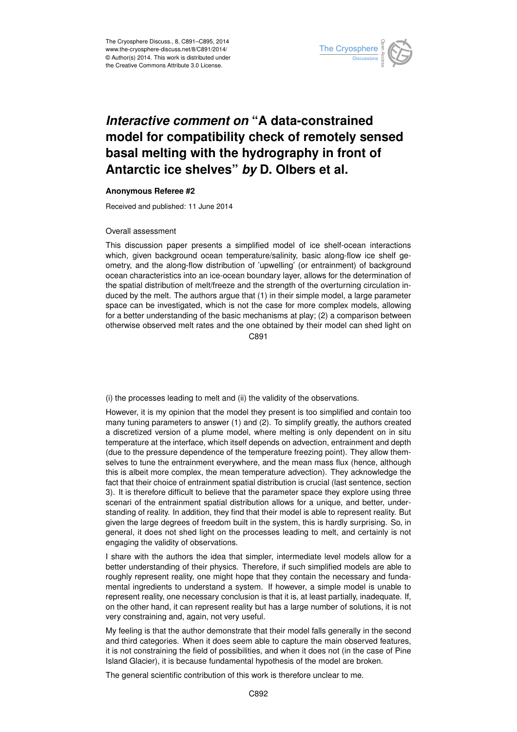# *Interactive comment on* "A data-constrained model for compatibility check of remotely sensed basal melting with the hydrography in front of Antarctic ice shelves" *by* D. Olbers et al.

**Anonymous Referee #2**

Received and published: 11 June 2014

Overall assessment

This discussion paper presents a simplified model of ice shelf-ocean interactions which, given background ocean temperature/salinity, basic along-flow ice shelf geometry, and the along-flow distribution of 'upwelling' (or entrainment) of background ocean characteristics into an ice-ocean boundary layer, allows for the determination of the spatial distribution of melt/freeze and the strength of the overturning circulation induced by the melt. The authors argue that (1) in their simple model, a large parameter space can be investigated, which is not the case for more complex models, allowing for a better understanding of the basic mechanisms at play; (2) a comparison between otherwise observed melt rates and the one obtained by their model can shed light on (i) the processes leading to melt and (ii) the validity of the observations.

However, it is my opinion that the model they present is too simplified and contain too many tuning parameters to answer (1) and (2). To simplify greatly, the authors created a discretized version of a plume model, where melting is only dependent on in situ temperature at the interface, which itself depends on advection, entrainment and depth (due to the pressure dependence of the temperature freezing point). They allow themselves to tune the entrainment everywhere, and the mean mass flux (hence, although this is albeit more complex, the mean temperature advection). They acknowledge the fact that their choice of entrainment spatial distribution is crucial (last sentence, section 3). It is therefore difficult to believe that the parameter space they explore using three scenari of the entrainment spatial distribution allows for a unique, and better, understanding of reality. In addition, they find that their model is able to represent reality. But given the large degrees of freedom built in the system, this is hardly surprising. So, in general, it does not shed light on the processes leading to melt, and certainly is not engaging the validity of observations.

I share with the authors the idea that simpler, intermediate level models allow for a better understanding of their physics. Therefore, if such simplified models are able to roughly represent reality, one might hope that they contain the necessary and fundamental ingredients to understand a system. If however, a simple model is unable to represent reality, one necessary conclusion is that it is, at least partially, inadequate. If, on the other hand, it can represent reality but has a large number of solutions, it is not very constraining and, again, not very useful.

My feeling is that the author demonstrate that their model falls generally in the second and third categories. When it does seem able to capture the main observed features, it is not constraining the field of possibilities, and when it does not (in the case of Pine Island Glacier), it is because fundamental hypothesis of the model are broken.

The general scientific contribution of this work is therefore unclear to me.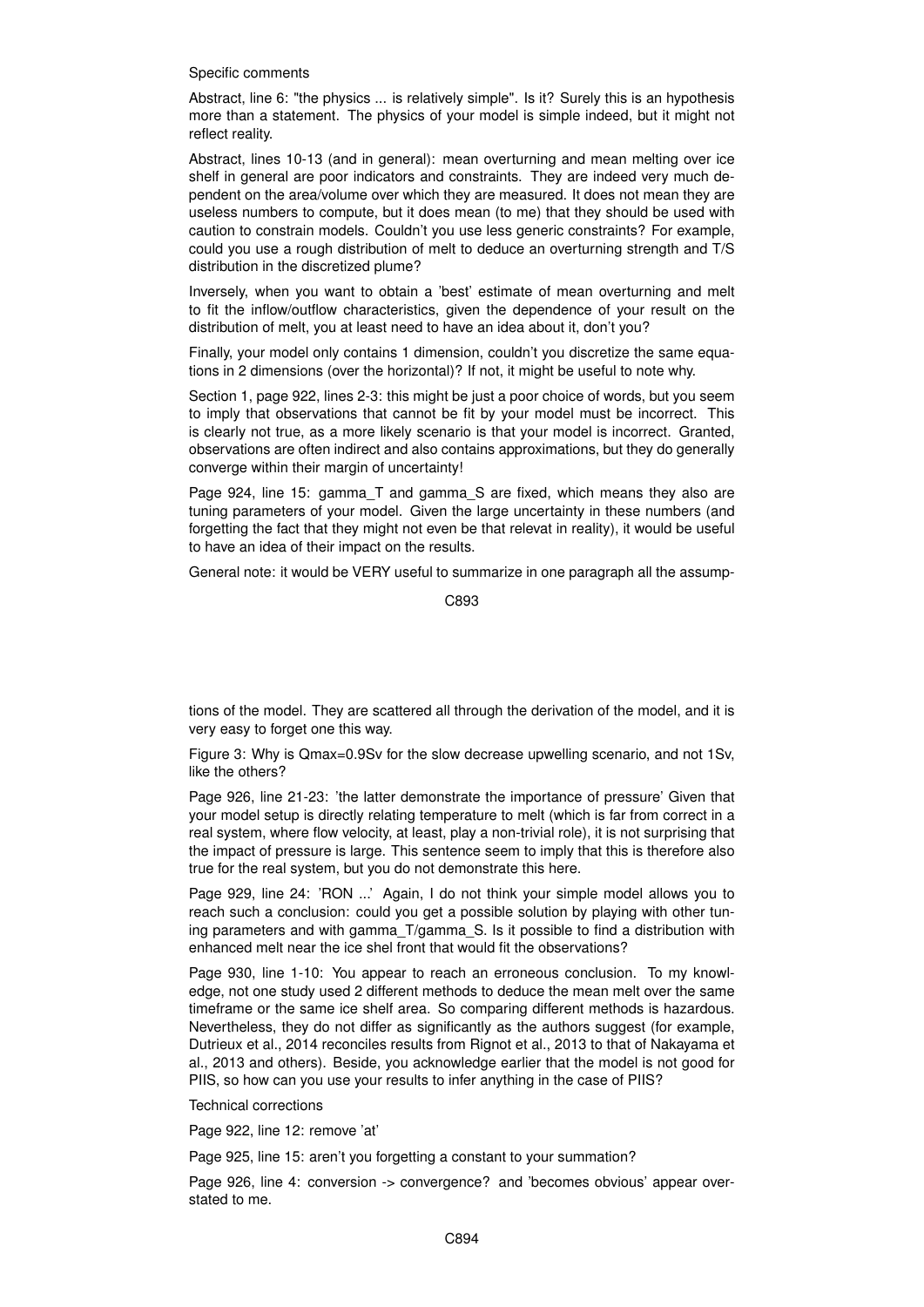Specific comments

Abstract, line 6: "the physics ... is relatively simple". Is it? Surely this is an hypothesis more than a statement. The physics of your model is simple indeed, but it might not reflect reality.

Abstract, lines 10-13 (and in general): mean overturning and mean melting over ice shelf in general are poor indicators and constraints. They are indeed very much dependent on the area/volume over which they are measured. It does not mean they are useless numbers to compute, but it does mean (to me) that they should be used with caution to constrain models. Couldn't you use less generic constraints? For example, could you use a rough distribution of melt to deduce an overturning strength and T/S distribution in the discretized plume?

Inversely, when you want to obtain a 'best' estimate of mean overturning and melt to fit the inflow/outflow characteristics, given the dependence of your result on the distribution of melt, you at least need to have an idea about it, don't you?

Finally, your model only contains 1 dimension, couldn't you discretize the same equations in 2 dimensions (over the horizontal)? If not, it might be useful to note why.

Section 1, page 922, lines 2-3: this might be just a poor choice of words, but you seem to imply that observations that cannot be fit by your model must be incorrect. This is clearly not true, as a more likely scenario is that your model is incorrect. Granted, observations are often indirect and also contains approximations, but they do generally converge within their margin of uncertainty!

Page 924, line 15: gamma_T and gamma_S are fixed, which means they also are tuning parameters of your model. Given the large uncertainty in these numbers (and forgetting the fact that they might not even be that relevat in reality), it would be useful to have an idea of their impact on the results.

General note: it would be VERY useful to summarize in one paragraph all the assumptions of the model. They are scattered all through the derivation of the model, and it is very easy to forget one this way.

Figure 3: Why is Qmax=0.9Sv for the slow decrease upwelling scenario, and not 1Sv, like the others?

Page 926, line 21-23: 'the latter demonstrate the importance of pressure' Given that your model setup is directly relating temperature to melt (which is far from correct in a real system, where flow velocity, at least, play a non-trivial role), it is not surprising that the impact of pressure is large. This sentence seem to imply that this is therefore also true for the real system, but you do not demonstrate this here.

Page 929, line 24: 'RON ...' Again, I do not think your simple model allows you to reach such a conclusion: could you get a possible solution by playing with other tuning parameters and with gamma_T/gamma_S. Is it possible to find a distribution with enhanced melt near the ice shel front that would fit the observations?

Page 930, line 1-10: You appear to reach an erroneous conclusion. To my knowledge, not one study used 2 different methods to deduce the mean melt over the same timeframe or the same ice shelf area. So comparing different methods is hazardous. Nevertheless, they do not differ as significantly as the authors suggest (for example, Dutrieux et al., 2014 reconciles results from Rignot et al., 2013 to that of Nakayama et al., 2013 and others). Beside, you acknowledge earlier that the model is not good for PIIS, so how can you use your results to infer anything in the case of PIIS?

Technical corrections

Page 922, line 12: remove 'at'

Page 925, line 15: aren't you forgetting a constant to your summation?

Page 926, line 4: conversion -> convergence? and 'becomes obvious' appear overstated to me.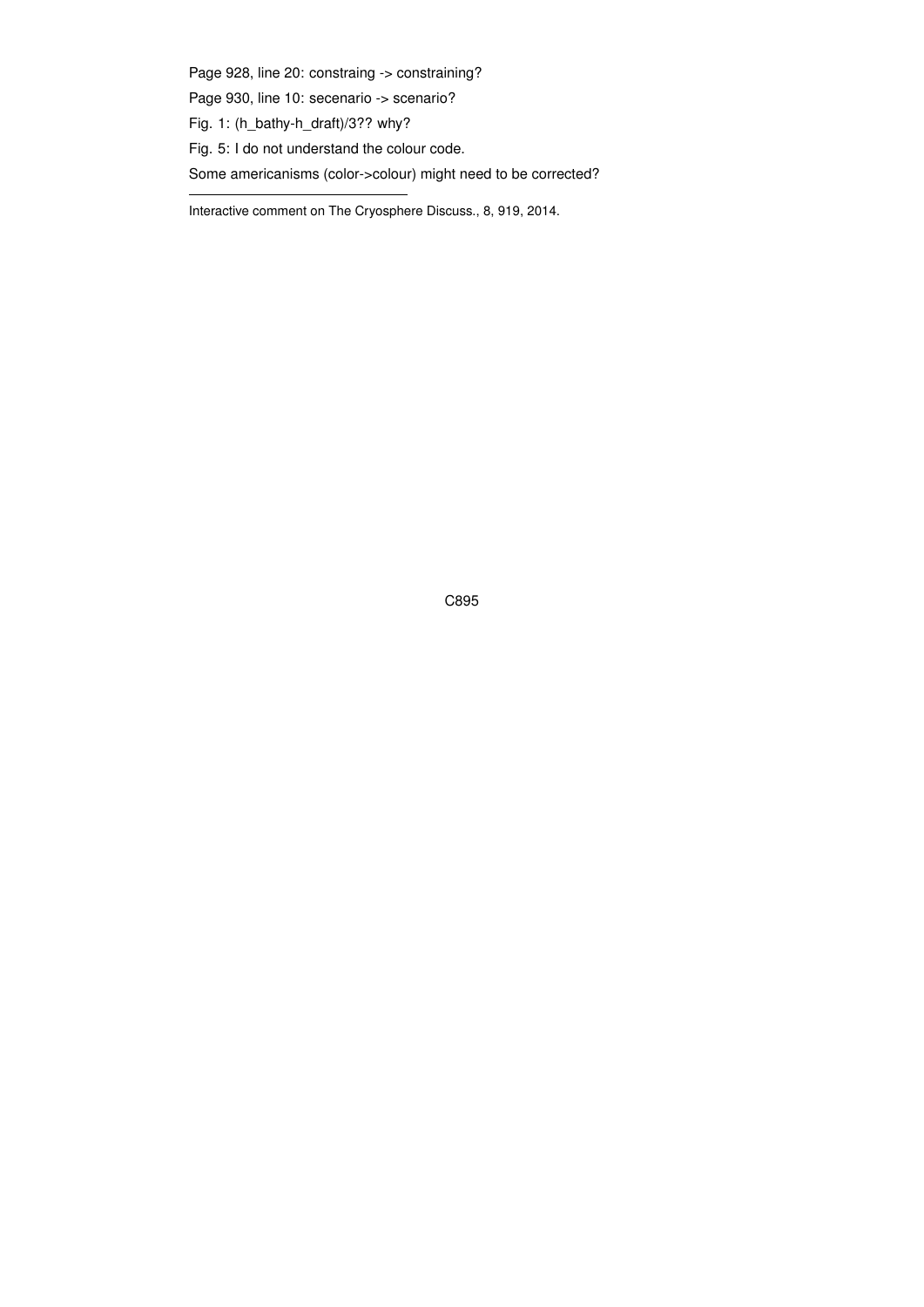Page 928, line 20: constraing -> constraining?

Page 930, line 10: secenario -> scenario?

Fig. 1: (h_bathy-h_draft)/3?? why?

Fig. 5: I do not understand the colour code.

Some americanisms (color->colour) might need to be corrected?

---

Interactive comment on The Cryosphere Discuss., 8, 919, 2014.